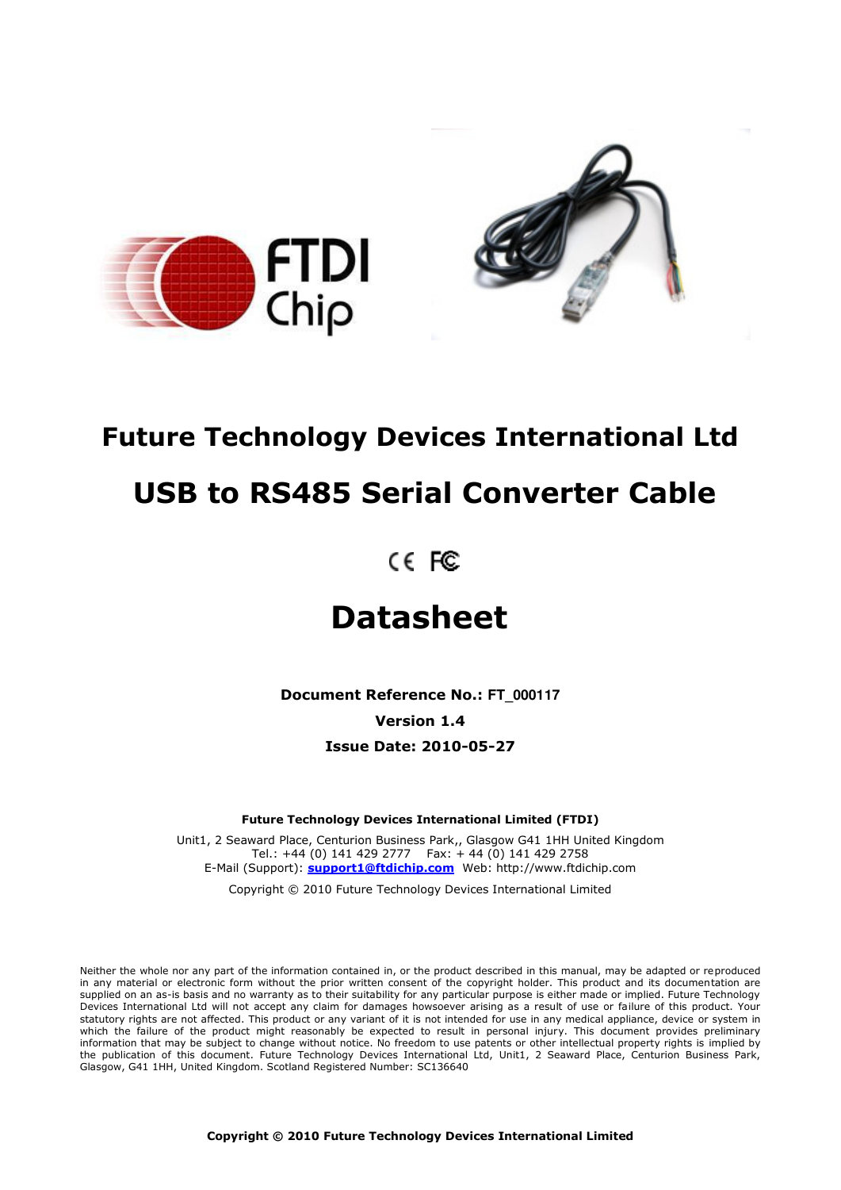# Future Technology Devices International Ltd

# USB to RS485 Serial Converter Cable

CE FC

# Datasheet

**Document Reference No.: FT_000117**

**Version 1.4**

**Issue Date: 2010-05-27**

**Future Technology Devices International Limited (FTDI)**

Unit1, 2 Seaward Place, Centurion Business Park,, Glasgow G41 1HH United Kingdom
Tel.: +44 (0) 141 429 2777 Fax: + 44 (0) 141 429 2758
E-Mail (Support): **support1@ftdichip.com** Web: http://www.ftdichip.com

Copyright © 2010 Future Technology Devices International Limited

Neither the whole nor any part of the information contained in, or the product described in this manual, may be adapted or reproduced in any material or electronic form without the prior written consent of the copyright holder. This product and its documentation are supplied on an as-is basis and no warranty as to their suitability for any particular purpose is either made or implied. Future Technology Devices International Ltd will not accept any claim for damages howsoever arising as a result of use or failure of this product. Your statutory rights are not affected. This product or any variant of it is not intended for use in any medical appliance, device or system in which the failure of the product might reasonably be expected to result in personal injury. This document provides preliminary information that may be subject to change without notice. No freedom to use patents or other intellectual property rights is implied by the publication of this document. Future Technology Devices International Ltd, Unit1, 2 Seaward Place, Centurion Business Park, Glasgow, G41 1HH, United Kingdom. Scotland Registered Number: SC136640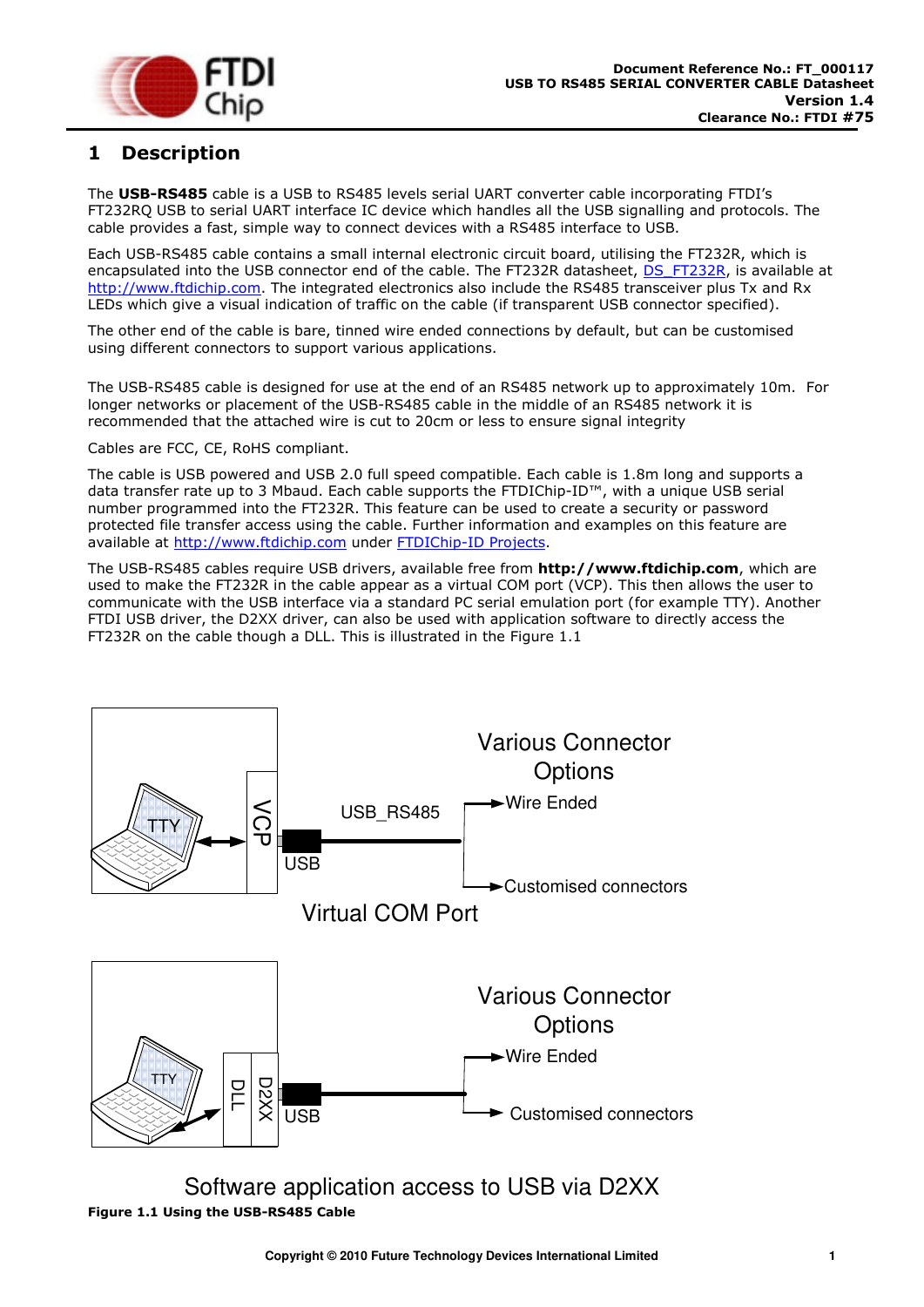# 1 Description

The **USB-RS485** cable is a USB to RS485 levels serial UART converter cable incorporating FTDI's FT232RQ USB to serial UART interface IC device which handles all the USB signalling and protocols. The cable provides a fast, simple way to connect devices with a RS485 interface to USB.

Each USB-RS485 cable contains a small internal electronic circuit board, utilising the FT232R, which is encapsulated into the USB connector end of the cable. The FT232R datasheet, DS_FT232R, is available at http://www.ftdichip.com. The integrated electronics also include the RS485 transceiver plus Tx and Rx LEDs which give a visual indication of traffic on the cable (if transparent USB connector specified).

The other end of the cable is bare, tinned wire ended connections by default, but can be customised using different connectors to support various applications.

The USB-RS485 cable is designed for use at the end of an RS485 network up to approximately 10m. For longer networks or placement of the USB-RS485 cable in the middle of an RS485 network it is recommended that the attached wire is cut to 20cm or less to ensure signal integrity

Cables are FCC, CE, RoHS compliant.

The cable is USB powered and USB 2.0 full speed compatible. Each cable is 1.8m long and supports a data transfer rate up to 3 Mbaud. Each cable supports the FTDIChip-ID™, with a unique USB serial number programmed into the FT232R. This feature can be used to create a security or password protected file transfer access using the cable. Further information and examples on this feature are available at http://www.ftdichip.com under FTDIChip-ID Projects.

The USB-RS485 cables require USB drivers, available free from **http://www.ftdichip.com**, which are used to make the FT232R in the cable appear as a virtual COM port (VCP). This then allows the user to communicate with the USB interface via a standard PC serial emulation port (for example TTY). Another FTDI USB driver, the D2XX driver, can also be used with application software to directly access the FT232R on the cable though a DLL. This is illustrated in the Figure 1.1

TTY | VCP | USB | USB_RS485 | Various Connector Options | Wire Ended | Customised connectors

Virtual COM Port

TTY | DLL | D2XX | USB | Various Connector Options | Wire Ended | Customised connectors

Software application access to USB via D2XX

**Figure 1.1 Using the USB-RS485 Cable**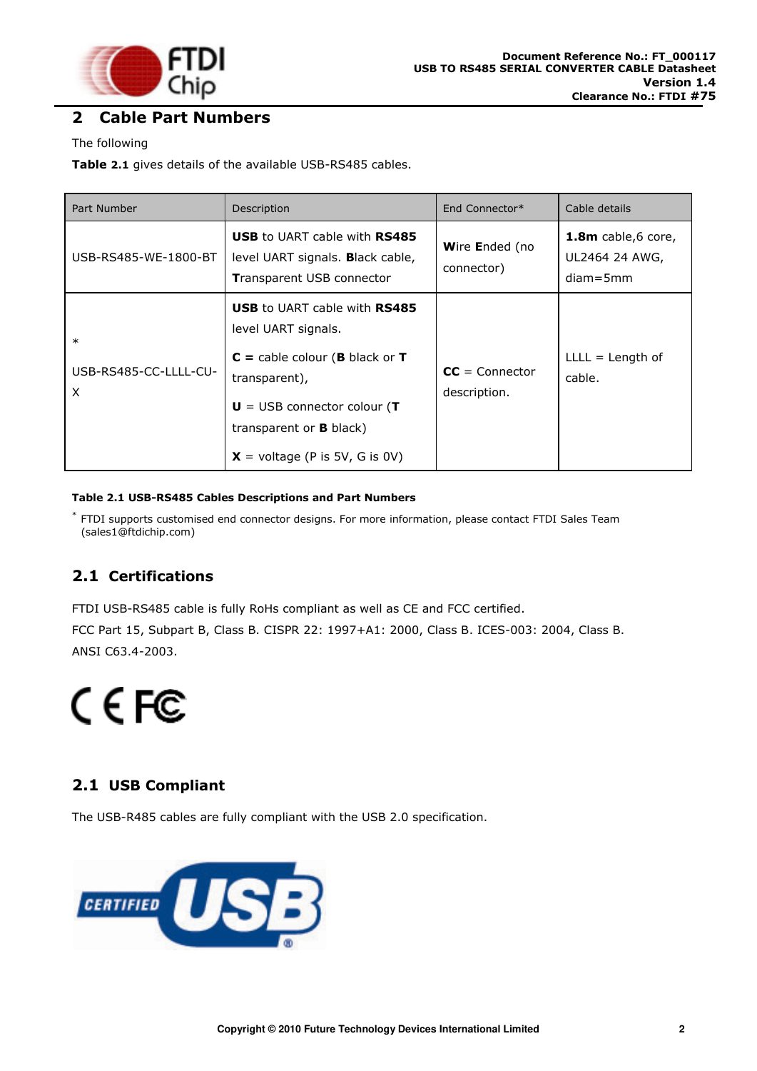## 2 Cable Part Numbers

The following

**Table 2.1** gives details of the available USB-RS485 cables.

| Part Number | Description | End Connector* | Cable details |
|---|---|---|---|
| USB-RS485-WE-1800-BT | **USB** to UART cable with **RS485** level UART signals. **B**lack cable, **T**ransparent USB connector | **W**ire **E**nded (no connector) | **1.8m** cable,6 core, UL2464 24 AWG, diam=5mm |
| * USB-RS485-CC-LLLL-CU-X | **USB** to UART cable with **RS485** level UART signals. **C =** cable colour (**B** black or **T** transparent), **U** = USB connector colour (**T** transparent or **B** black) **X** = voltage (P is 5V, G is 0V) | **CC** = Connector description. | LLLL = Length of cable. |

**Table 2.1 USB-RS485 Cables Descriptions and Part Numbers**

* FTDI supports customised end connector designs. For more information, please contact FTDI Sales Team (sales1@ftdichip.com)

### 2.1 Certifications

FTDI USB-RS485 cable is fully RoHs compliant as well as CE and FCC certified.

FCC Part 15, Subpart B, Class B. CISPR 22: 1997+A1: 2000, Class B. ICES-003: 2004, Class B. ANSI C63.4-2003.

### 2.1 USB Compliant

The USB-R485 cables are fully compliant with the USB 2.0 specification.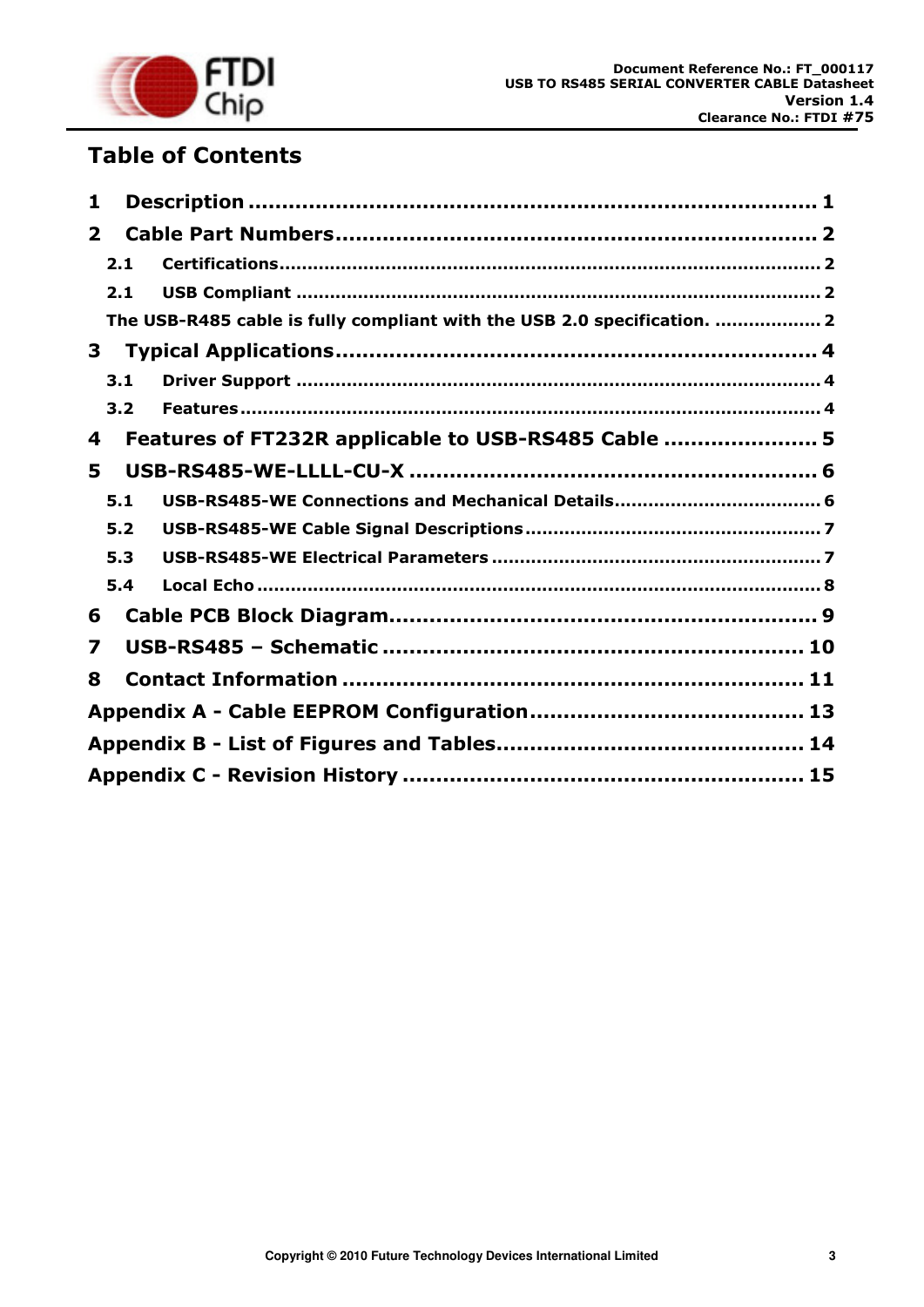# Table of Contents

1 Description ..................................................................................... 1

2 Cable Part Numbers ......................................................................... 2

2.1 Certifications ................................................................................ 2

2.1 USB Compliant .............................................................................. 2

The USB-R485 cable is fully compliant with the USB 2.0 specification. .................. 2

3 Typical Applications ........................................................................ 4

3.1 Driver Support .............................................................................. 4

3.2 Features ....................................................................................... 4

4 Features of FT232R applicable to USB-RS485 Cable ....................... 5

5 USB-RS485-WE-LLLL-CU-X ............................................................ 6

5.1 USB-RS485-WE Connections and Mechanical Details .................................... 6

5.2 USB-RS485-WE Cable Signal Descriptions .................................................... 7

5.3 USB-RS485-WE Electrical Parameters ........................................................... 7

5.4 Local Echo ..................................................................................... 8

6 Cable PCB Block Diagram ............................................................... 9

7 USB-RS485 – Schematic ................................................................ 10

8 Contact Information ..................................................................... 11

Appendix A - Cable EEPROM Configuration ........................................ 13

Appendix B - List of Figures and Tables ............................................. 14

Appendix C - Revision History ........................................................... 15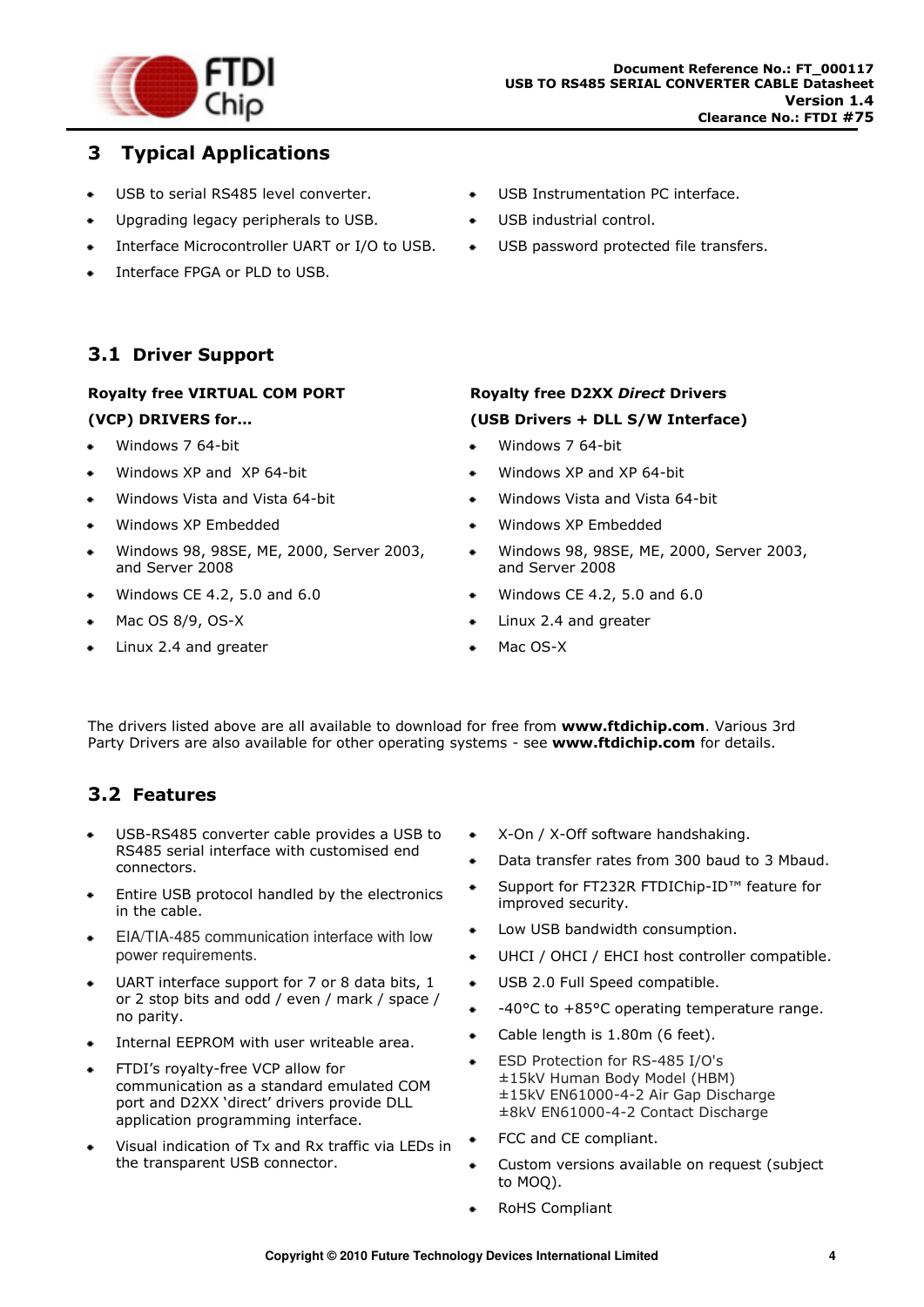# 3 Typical Applications

- USB to serial RS485 level converter.
- Upgrading legacy peripherals to USB.
- Interface Microcontroller UART or I/O to USB.
- Interface FPGA or PLD to USB.
- USB Instrumentation PC interface.
- USB industrial control.
- USB password protected file transfers.

## 3.1 Driver Support

**Royalty free VIRTUAL COM PORT (VCP) DRIVERS for...**

- Windows 7 64-bit
- Windows XP and XP 64-bit
- Windows Vista and Vista 64-bit
- Windows XP Embedded
- Windows 98, 98SE, ME, 2000, Server 2003, and Server 2008
- Windows CE 4.2, 5.0 and 6.0
- Mac OS 8/9, OS-X
- Linux 2.4 and greater

**Royalty free D2XX *Direct* Drivers (USB Drivers + DLL S/W Interface)**

- Windows 7 64-bit
- Windows XP and XP 64-bit
- Windows Vista and Vista 64-bit
- Windows XP Embedded
- Windows 98, 98SE, ME, 2000, Server 2003, and Server 2008
- Windows CE 4.2, 5.0 and 6.0
- Linux 2.4 and greater
- Mac OS-X

The drivers listed above are all available to download for free from **www.ftdichip.com**. Various 3rd Party Drivers are also available for other operating systems - see **www.ftdichip.com** for details.

## 3.2 Features

- USB-RS485 converter cable provides a USB to RS485 serial interface with customised end connectors.
- Entire USB protocol handled by the electronics in the cable.
- EIA/TIA-485 communication interface with low power requirements.
- UART interface support for 7 or 8 data bits, 1 or 2 stop bits and odd / even / mark / space / no parity.
- Internal EEPROM with user writeable area.
- FTDI's royalty-free VCP allow for communication as a standard emulated COM port and D2XX 'direct' drivers provide DLL application programming interface.
- Visual indication of Tx and Rx traffic via LEDs in the transparent USB connector.
- X-On / X-Off software handshaking.
- Data transfer rates from 300 baud to 3 Mbaud.
- Support for FT232R FTDIChip-ID™ feature for improved security.
- Low USB bandwidth consumption.
- UHCI / OHCI / EHCI host controller compatible.
- USB 2.0 Full Speed compatible.
- -40°C to +85°C operating temperature range.
- Cable length is 1.80m (6 feet).
- ESD Protection for RS-485 I/O's
  ±15kV Human Body Model (HBM)
  ±15kV EN61000-4-2 Air Gap Discharge
  ±8kV EN61000-4-2 Contact Discharge
- FCC and CE compliant.
- Custom versions available on request (subject to MOQ).
- RoHS Compliant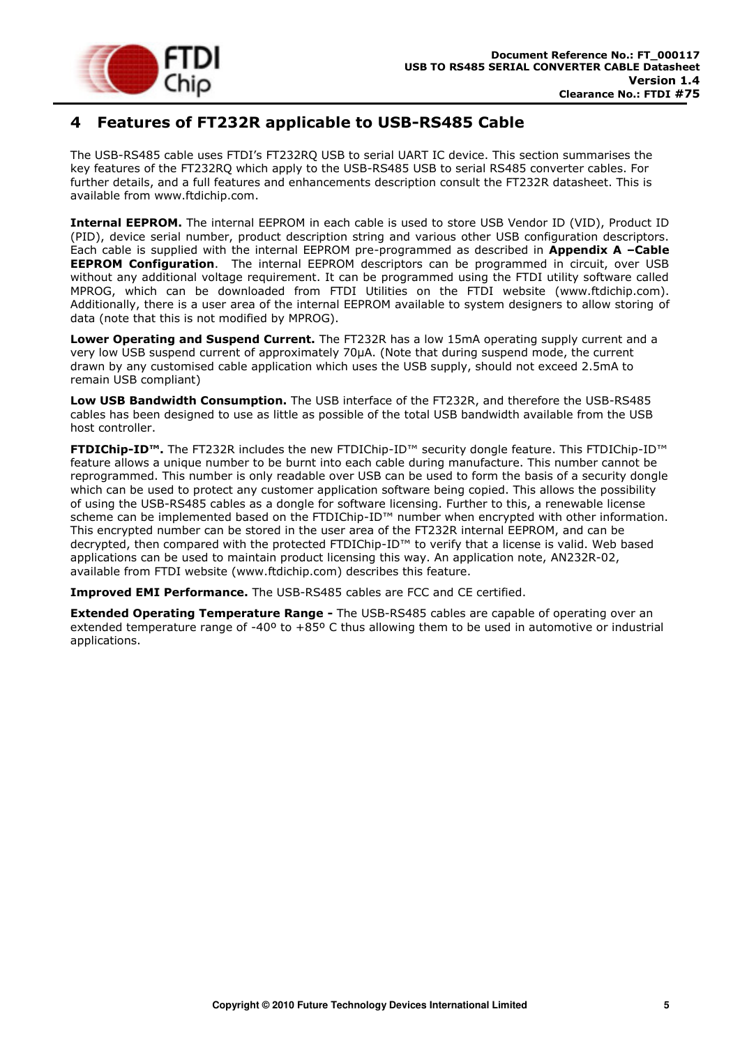# 4 Features of FT232R applicable to USB-RS485 Cable

The USB-RS485 cable uses FTDI's FT232RQ USB to serial UART IC device. This section summarises the key features of the FT232RQ which apply to the USB-RS485 USB to serial RS485 converter cables. For further details, and a full features and enhancements description consult the FT232R datasheet. This is available from www.ftdichip.com.

**Internal EEPROM.** The internal EEPROM in each cable is used to store USB Vendor ID (VID), Product ID (PID), device serial number, product description string and various other USB configuration descriptors. Each cable is supplied with the internal EEPROM pre-programmed as described in **Appendix A –Cable EEPROM Configuration**. The internal EEPROM descriptors can be programmed in circuit, over USB without any additional voltage requirement. It can be programmed using the FTDI utility software called MPROG, which can be downloaded from FTDI Utilities on the FTDI website (www.ftdichip.com). Additionally, there is a user area of the internal EEPROM available to system designers to allow storing of data (note that this is not modified by MPROG).

**Lower Operating and Suspend Current.** The FT232R has a low 15mA operating supply current and a very low USB suspend current of approximately 70μA. (Note that during suspend mode, the current drawn by any customised cable application which uses the USB supply, should not exceed 2.5mA to remain USB compliant)

**Low USB Bandwidth Consumption.** The USB interface of the FT232R, and therefore the USB-RS485 cables has been designed to use as little as possible of the total USB bandwidth available from the USB host controller.

**FTDIChip-ID™.** The FT232R includes the new FTDIChip-ID™ security dongle feature. This FTDIChip-ID™ feature allows a unique number to be burnt into each cable during manufacture. This number cannot be reprogrammed. This number is only readable over USB can be used to form the basis of a security dongle which can be used to protect any customer application software being copied. This allows the possibility of using the USB-RS485 cables as a dongle for software licensing. Further to this, a renewable license scheme can be implemented based on the FTDIChip-ID™ number when encrypted with other information. This encrypted number can be stored in the user area of the FT232R internal EEPROM, and can be decrypted, then compared with the protected FTDIChip-ID™ to verify that a license is valid. Web based applications can be used to maintain product licensing this way. An application note, AN232R-02, available from FTDI website (www.ftdichip.com) describes this feature.

**Improved EMI Performance.** The USB-RS485 cables are FCC and CE certified.

**Extended Operating Temperature Range -** The USB-RS485 cables are capable of operating over an extended temperature range of -40º to +85º C thus allowing them to be used in automotive or industrial applications.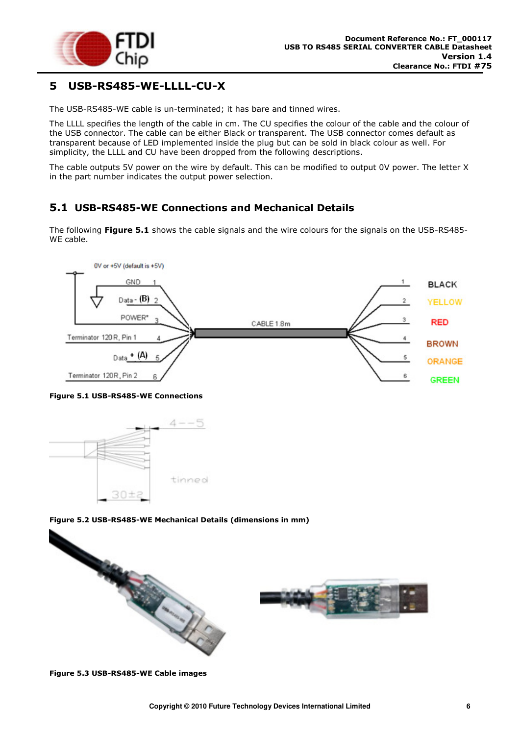# 5 USB-RS485-WE-LLLL-CU-X

The USB-RS485-WE cable is un-terminated; it has bare and tinned wires.

The LLLL specifies the length of the cable in cm. The CU specifies the colour of the cable and the colour of the USB connector. The cable can be either Black or transparent. The USB connector comes default as transparent because of LED implemented inside the plug but can be sold in black colour as well. For simplicity, the LLLL and CU have been dropped from the following descriptions.

The cable outputs 5V power on the wire by default. This can be modified to output 0V power. The letter X in the part number indicates the output power selection.

## 5.1 USB-RS485-WE Connections and Mechanical Details

The following **Figure 5.1** shows the cable signals and the wire colours for the signals on the USB-RS485-WE cable.

**Figure 5.1 USB-RS485-WE Connections**

**Figure 5.2 USB-RS485-WE Mechanical Details (dimensions in mm)**

**Figure 5.3 USB-RS485-WE Cable images**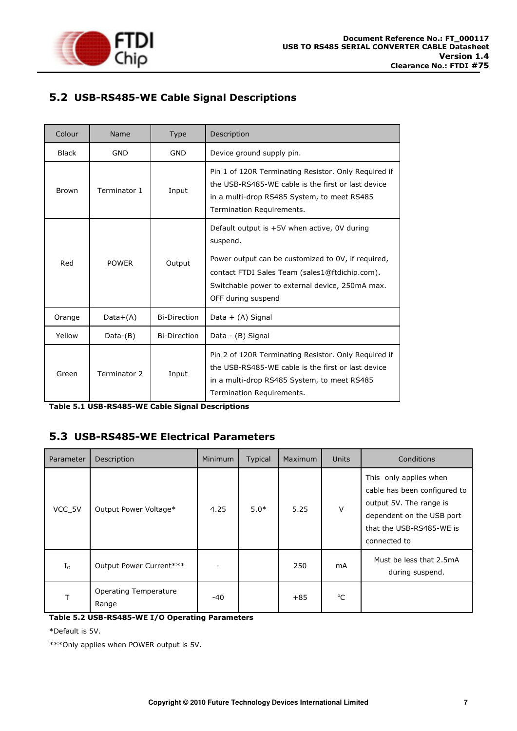## 5.2 USB-RS485-WE Cable Signal Descriptions

| Colour | Name | Type | Description |
|---|---|---|---|
| Black | GND | GND | Device ground supply pin. |
| Brown | Terminator 1 | Input | Pin 1 of 120R Terminating Resistor. Only Required if the USB-RS485-WE cable is the first or last device in a multi-drop RS485 System, to meet RS485 Termination Requirements. |
| Red | POWER | Output | Default output is +5V when active, 0V during suspend.<br><br>Power output can be customized to 0V, if required, contact FTDI Sales Team (sales1@ftdichip.com). Switchable power to external device, 250mA max. OFF during suspend |
| Orange | Data+(A) | Bi-Direction | Data + (A) Signal |
| Yellow | Data-(B) | Bi-Direction | Data - (B) Signal |
| Green | Terminator 2 | Input | Pin 2 of 120R Terminating Resistor. Only Required if the USB-RS485-WE cable is the first or last device in a multi-drop RS485 System, to meet RS485 Termination Requirements. |

**Table 5.1 USB-RS485-WE Cable Signal Descriptions**

## 5.3 USB-RS485-WE Electrical Parameters

| Parameter | Description | Minimum | Typical | Maximum | Units | Conditions |
|---|---|---|---|---|---|---|
| VCC_5V | Output Power Voltage* | 4.25 | 5.0* | 5.25 | V | This only applies when cable has been configured to output 5V. The range is dependent on the USB port that the USB-RS485-WE is connected to |
| $I_O$ | Output Power Current*** | - | | 250 | mA | Must be less that 2.5mA during suspend. |
| T | Operating Temperature Range | -40 | | +85 | °C | |

**Table 5.2 USB-RS485-WE I/O Operating Parameters**

*Default is 5V.

***Only applies when POWER output is 5V.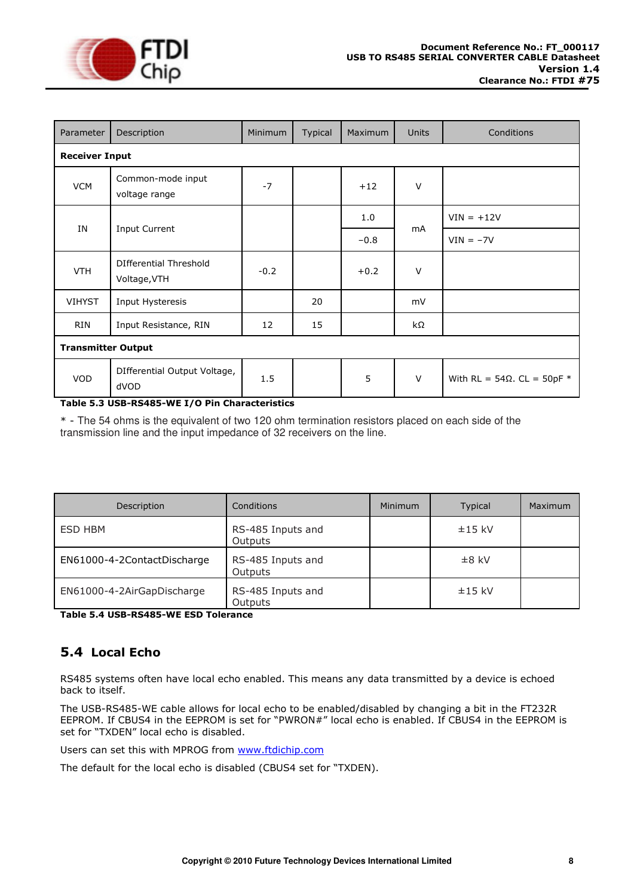| Parameter | Description | Minimum | Typical | Maximum | Units | Conditions |
|---|---|---|---|---|---|---|
| **Receiver Input** | | | | | | |
| VCM | Common-mode input voltage range | -7 | | +12 | V | |
| IN | Input Current | | | 1.0 | mA | VIN = +12V |
| | | | | −0.8 | | VIN = −7V |
| VTH | DIfferential Threshold Voltage,VTH | -0.2 | | +0.2 | V | |
| VIHYST | Input Hysteresis | | 20 | | mV | |
| RIN | Input Resistance, RIN | 12 | 15 | | kΩ | |
| **Transmitter Output** | | | | | | |
| VOD | DIfferential Output Voltage, dVOD | 1.5 | | 5 | V | With RL = 54Ω. CL = 50pF * |

**Table 5.3 USB-RS485-WE I/O Pin Characteristics**

* - The 54 ohms is the equivalent of two 120 ohm termination resistors placed on each side of the transmission line and the input impedance of 32 receivers on the line.

| Description | Conditions | Minimum | Typical | Maximum |
|---|---|---|---|---|
| ESD HBM | RS-485 Inputs and Outputs | | ±15 kV | |
| EN61000-4-2ContactDischarge | RS-485 Inputs and Outputs | | ±8 kV | |
| EN61000-4-2AirGapDischarge | RS-485 Inputs and Outputs | | ±15 kV | |

**Table 5.4 USB-RS485-WE ESD Tolerance**

## 5.4 Local Echo

RS485 systems often have local echo enabled. This means any data transmitted by a device is echoed back to itself.

The USB-RS485-WE cable allows for local echo to be enabled/disabled by changing a bit in the FT232R EEPROM. If CBUS4 in the EEPROM is set for "PWRON#" local echo is enabled. If CBUS4 in the EEPROM is set for "TXDEN" local echo is disabled.

Users can set this with MPROG from www.ftdichip.com

The default for the local echo is disabled (CBUS4 set for "TXDEN).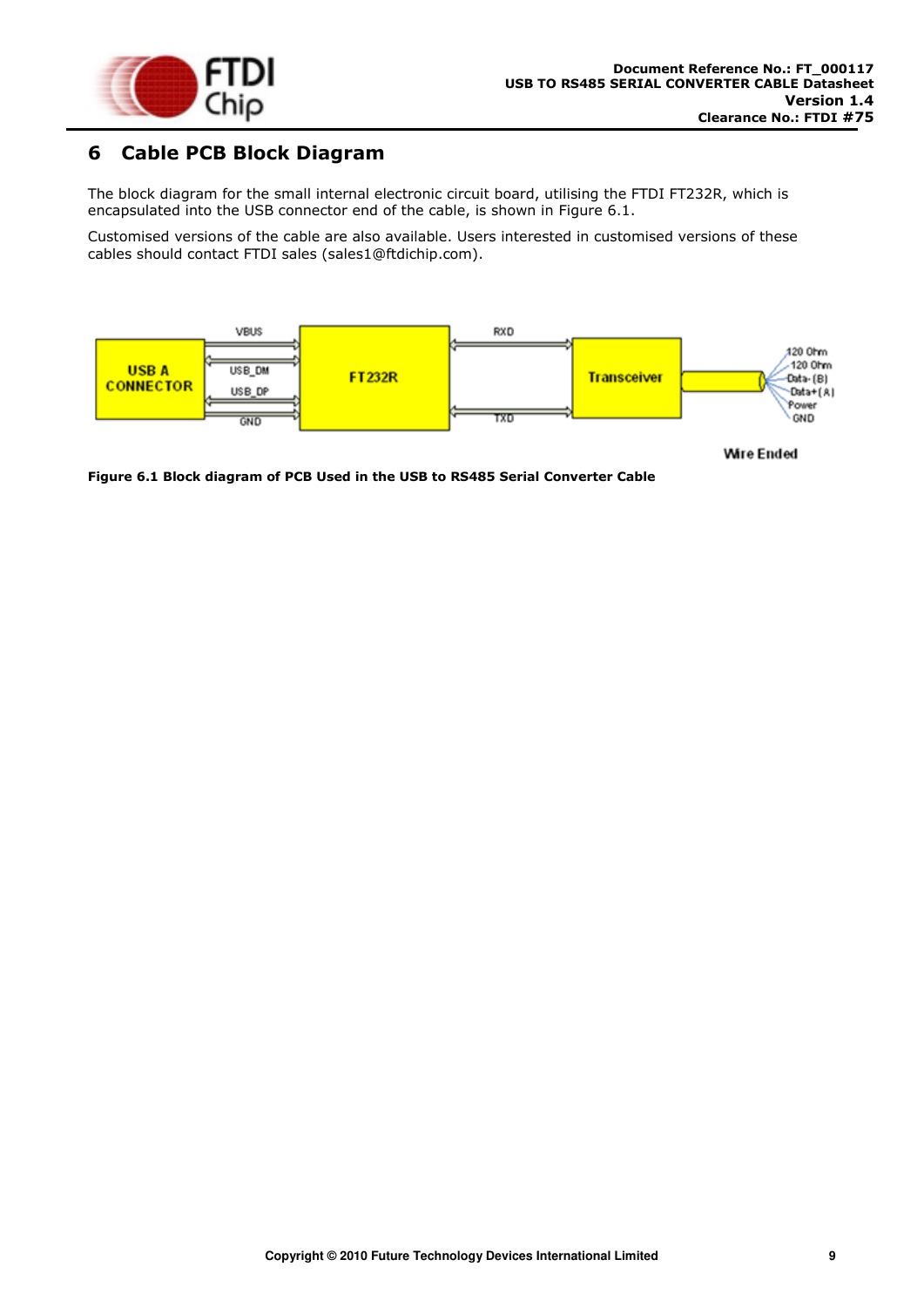# 6 Cable PCB Block Diagram

The block diagram for the small internal electronic circuit board, utilising the FTDI FT232R, which is encapsulated into the USB connector end of the cable, is shown in Figure 6.1.

Customised versions of the cable are also available. Users interested in customised versions of these cables should contact FTDI sales (sales1@ftdichip.com).

**Figure 6.1 Block diagram of PCB Used in the USB to RS485 Serial Converter Cable**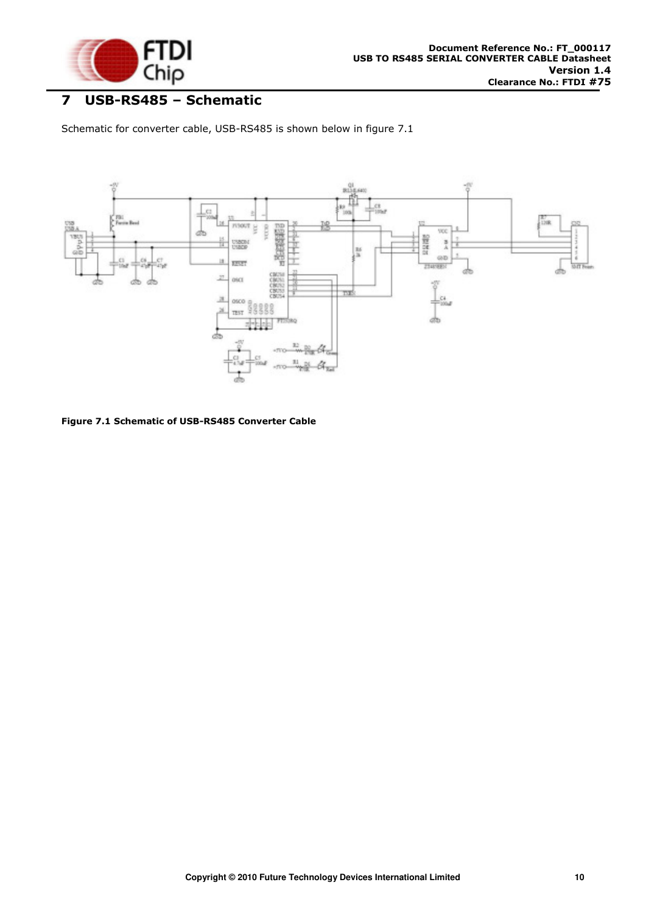# 7 USB-RS485 – Schematic

Schematic for converter cable, USB-RS485 is shown below in figure 7.1

**Figure 7.1 Schematic of USB-RS485 Converter Cable**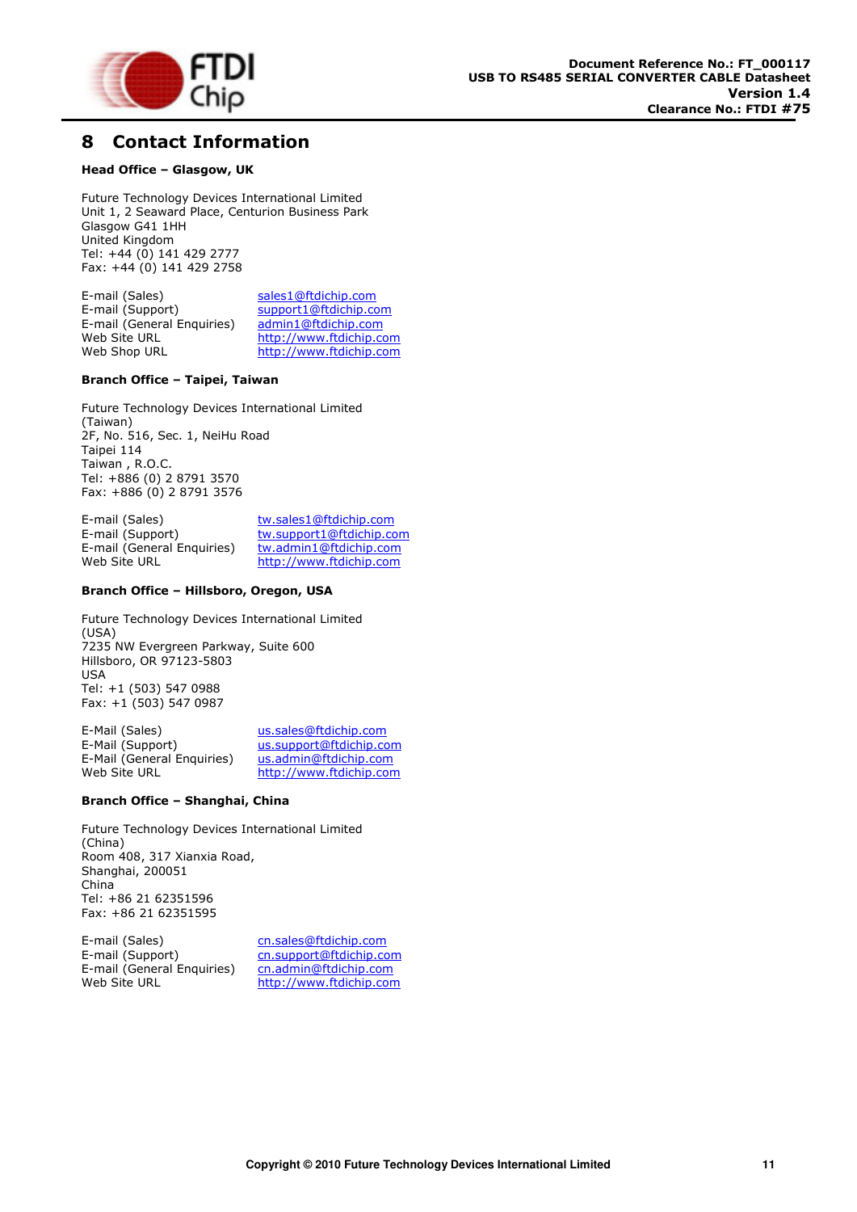# 8 Contact Information

**Head Office – Glasgow, UK**

Future Technology Devices International Limited
Unit 1, 2 Seaward Place, Centurion Business Park
Glasgow G41 1HH
United Kingdom
Tel: +44 (0) 141 429 2777
Fax: +44 (0) 141 429 2758

| | |
|---|---|
| E-mail (Sales) | sales1@ftdichip.com |
| E-mail (Support) | support1@ftdichip.com |
| E-mail (General Enquiries) | admin1@ftdichip.com |
| Web Site URL | http://www.ftdichip.com |
| Web Shop URL | http://www.ftdichip.com |

**Branch Office – Taipei, Taiwan**

Future Technology Devices International Limited (Taiwan)
2F, No. 516, Sec. 1, NeiHu Road
Taipei 114
Taiwan , R.O.C.
Tel: +886 (0) 2 8791 3570
Fax: +886 (0) 2 8791 3576

| | |
|---|---|
| E-mail (Sales) | tw.sales1@ftdichip.com |
| E-mail (Support) | tw.support1@ftdichip.com |
| E-mail (General Enquiries) | tw.admin1@ftdichip.com |
| Web Site URL | http://www.ftdichip.com |

**Branch Office – Hillsboro, Oregon, USA**

Future Technology Devices International Limited (USA)
7235 NW Evergreen Parkway, Suite 600
Hillsboro, OR 97123-5803
USA
Tel: +1 (503) 547 0988
Fax: +1 (503) 547 0987

| | |
|---|---|
| E-Mail (Sales) | us.sales@ftdichip.com |
| E-Mail (Support) | us.support@ftdichip.com |
| E-Mail (General Enquiries) | us.admin@ftdichip.com |
| Web Site URL | http://www.ftdichip.com |

**Branch Office – Shanghai, China**

Future Technology Devices International Limited (China)
Room 408, 317 Xianxia Road,
Shanghai, 200051
China
Tel: +86 21 62351596
Fax: +86 21 62351595

| | |
|---|---|
| E-mail (Sales) | cn.sales@ftdichip.com |
| E-mail (Support) | cn.support@ftdichip.com |
| E-mail (General Enquiries) | cn.admin@ftdichip.com |
| Web Site URL | http://www.ftdichip.com |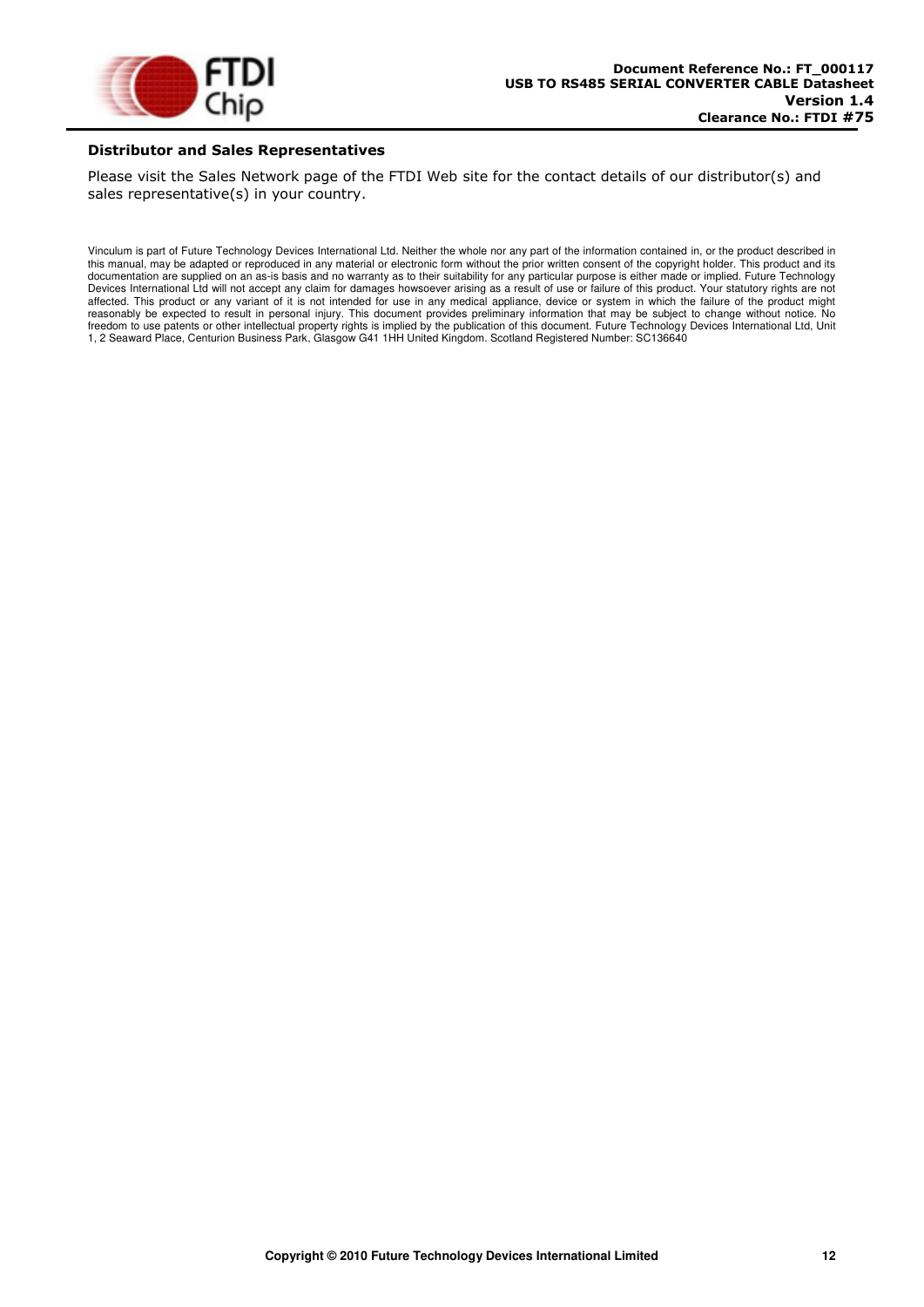### Distributor and Sales Representatives

Please visit the Sales Network page of the FTDI Web site for the contact details of our distributor(s) and sales representative(s) in your country.

Vinculum is part of Future Technology Devices International Ltd. Neither the whole nor any part of the information contained in, or the product described in this manual, may be adapted or reproduced in any material or electronic form without the prior written consent of the copyright holder. This product and its documentation are supplied on an as-is basis and no warranty as to their suitability for any particular purpose is either made or implied. Future Technology Devices International Ltd will not accept any claim for damages howsoever arising as a result of use or failure of this product. Your statutory rights are not affected. This product or any variant of it is not intended for use in any medical appliance, device or system in which the failure of the product might reasonably be expected to result in personal injury. This document provides preliminary information that may be subject to change without notice. No freedom to use patents or other intellectual property rights is implied by the publication of this document. Future Technology Devices International Ltd, Unit 1, 2 Seaward Place, Centurion Business Park, Glasgow G41 1HH United Kingdom. Scotland Registered Number: SC136640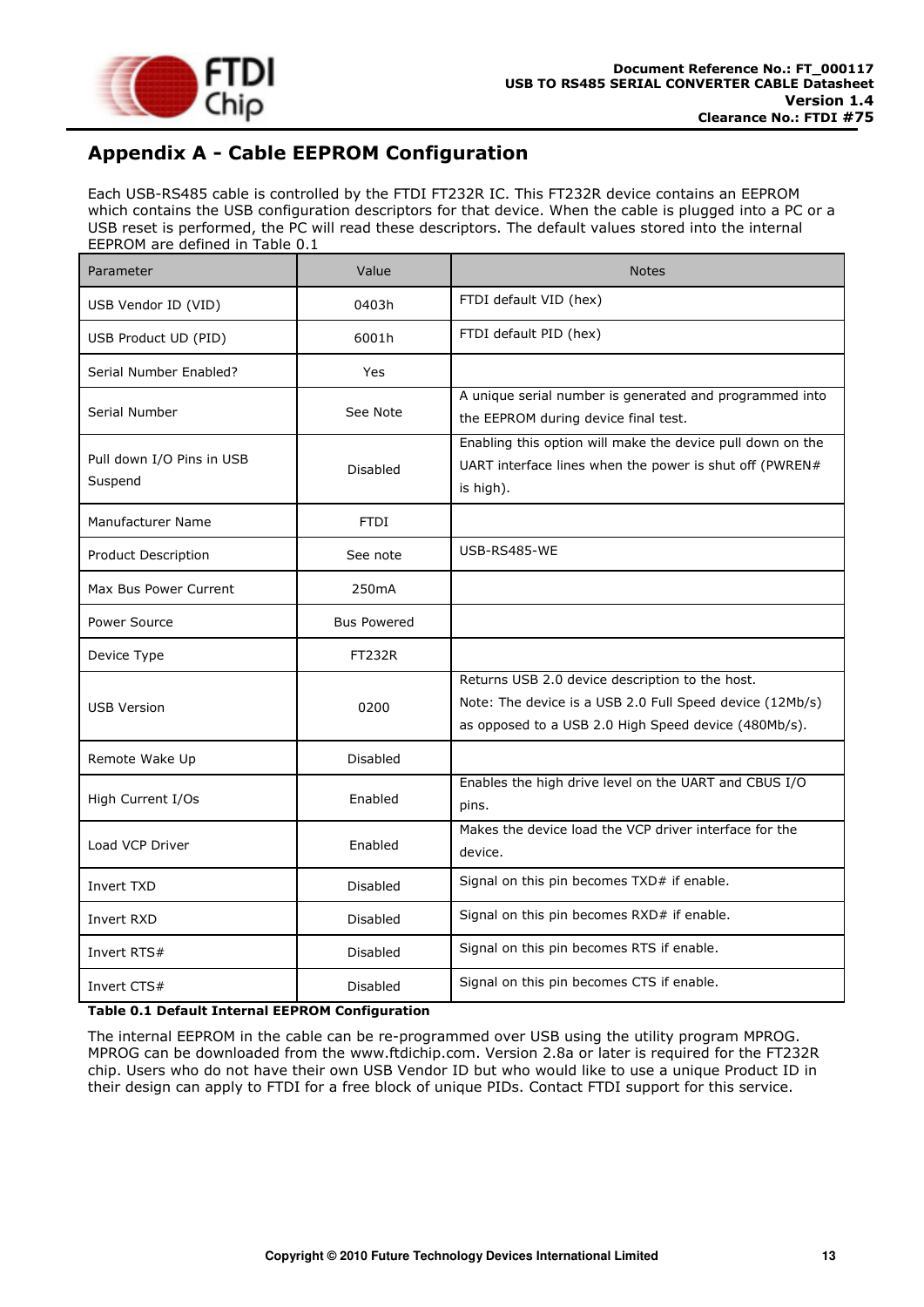# Appendix A - Cable EEPROM Configuration

Each USB-RS485 cable is controlled by the FTDI FT232R IC. This FT232R device contains an EEPROM which contains the USB configuration descriptors for that device. When the cable is plugged into a PC or a USB reset is performed, the PC will read these descriptors. The default values stored into the internal EEPROM are defined in Table 0.1

| Parameter | Value | Notes |
|---|---|---|
| USB Vendor ID (VID) | 0403h | FTDI default VID (hex) |
| USB Product UD (PID) | 6001h | FTDI default PID (hex) |
| Serial Number Enabled? | Yes | |
| Serial Number | See Note | A unique serial number is generated and programmed into the EEPROM during device final test. |
| Pull down I/O Pins in USB Suspend | Disabled | Enabling this option will make the device pull down on the UART interface lines when the power is shut off (PWREN# is high). |
| Manufacturer Name | FTDI | |
| Product Description | See note | USB-RS485-WE |
| Max Bus Power Current | 250mA | |
| Power Source | Bus Powered | |
| Device Type | FT232R | |
| USB Version | 0200 | Returns USB 2.0 device description to the host. Note: The device is a USB 2.0 Full Speed device (12Mb/s) as opposed to a USB 2.0 High Speed device (480Mb/s). |
| Remote Wake Up | Disabled | |
| High Current I/Os | Enabled | Enables the high drive level on the UART and CBUS I/O pins. |
| Load VCP Driver | Enabled | Makes the device load the VCP driver interface for the device. |
| Invert TXD | Disabled | Signal on this pin becomes TXD# if enable. |
| Invert RXD | Disabled | Signal on this pin becomes RXD# if enable. |
| Invert RTS# | Disabled | Signal on this pin becomes RTS if enable. |
| Invert CTS# | Disabled | Signal on this pin becomes CTS if enable. |

**Table 0.1 Default Internal EEPROM Configuration**

The internal EEPROM in the cable can be re-programmed over USB using the utility program MPROG. MPROG can be downloaded from the www.ftdichip.com. Version 2.8a or later is required for the FT232R chip. Users who do not have their own USB Vendor ID but who would like to use a unique Product ID in their design can apply to FTDI for a free block of unique PIDs. Contact FTDI support for this service.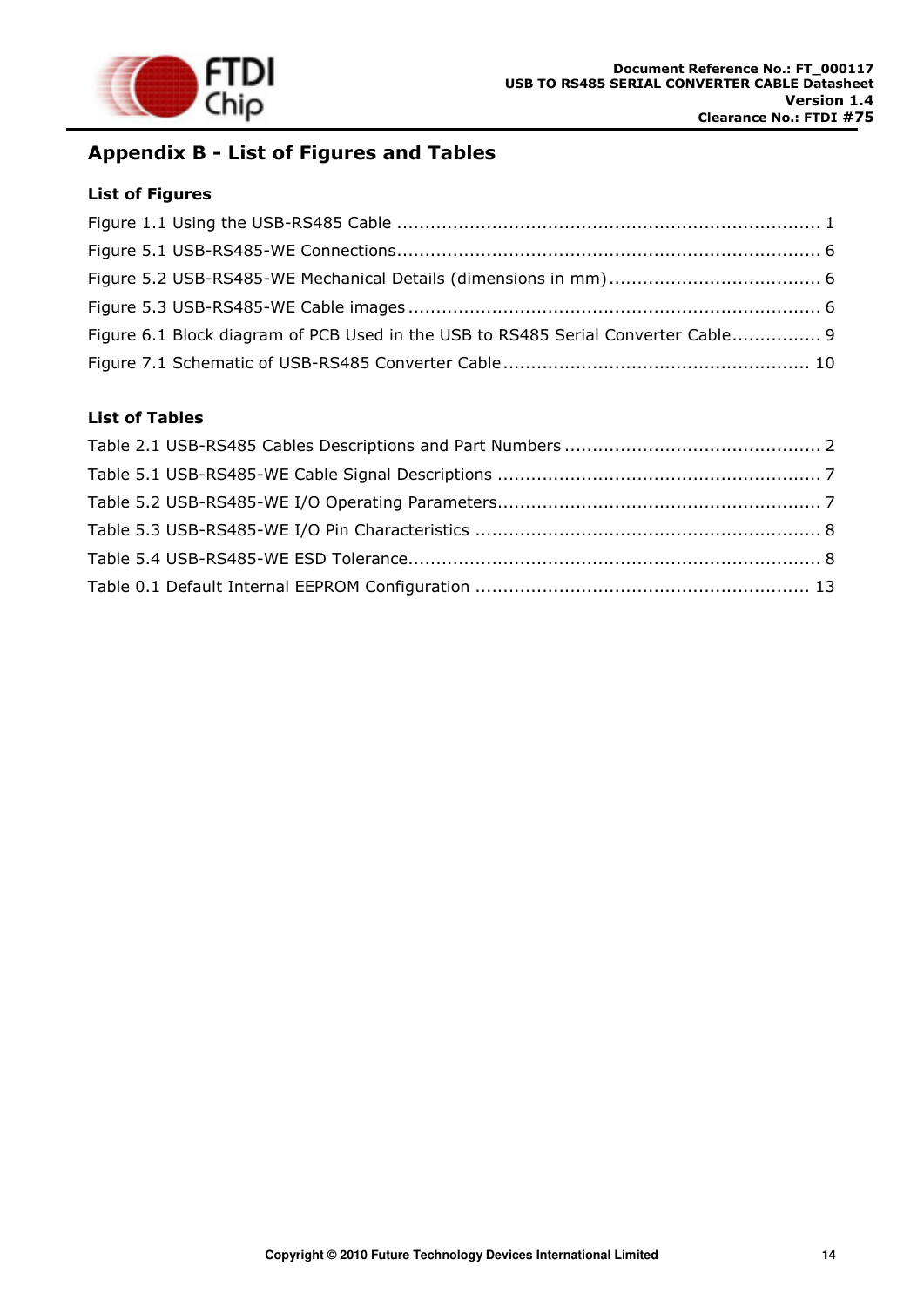# Appendix B - List of Figures and Tables

## List of Figures

Figure 1.1 Using the USB-RS485 Cable ........................................................................... 1

Figure 5.1 USB-RS485-WE Connections........................................................................... 6

Figure 5.2 USB-RS485-WE Mechanical Details (dimensions in mm)...................................... 6

Figure 5.3 USB-RS485-WE Cable images ......................................................................... 6

Figure 6.1 Block diagram of PCB Used in the USB to RS485 Serial Converter Cable................ 9

Figure 7.1 Schematic of USB-RS485 Converter Cable ...................................................... 10

## List of Tables

Table 2.1 USB-RS485 Cables Descriptions and Part Numbers ............................................. 2

Table 5.1 USB-RS485-WE Cable Signal Descriptions ......................................................... 7

Table 5.2 USB-RS485-WE I/O Operating Parameters......................................................... 7

Table 5.3 USB-RS485-WE I/O Pin Characteristics ............................................................. 8

Table 5.4 USB-RS485-WE ESD Tolerance......................................................................... 8

Table 0.1 Default Internal EEPROM Configuration ........................................................... 13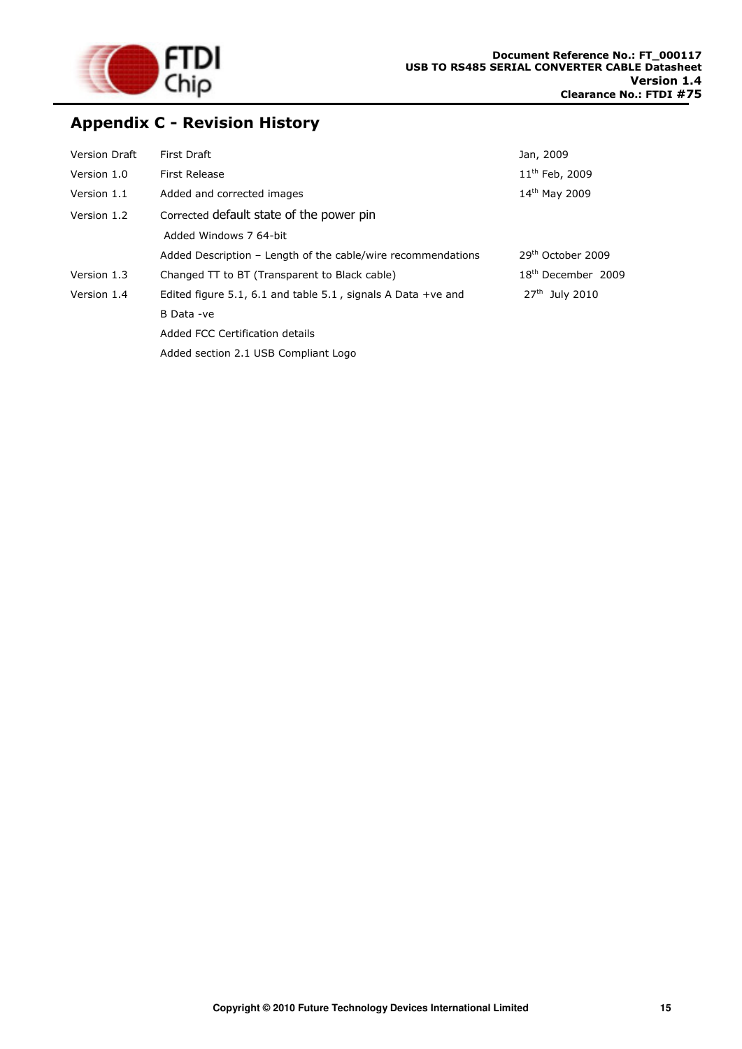# Appendix C - Revision History

| | | |
|---|---|---|
| Version Draft | First Draft | Jan, 2009 |
| Version 1.0 | First Release | 11th Feb, 2009 |
| Version 1.1 | Added and corrected images | 14th May 2009 |
| Version 1.2 | Corrected default state of the power pin<br>Added Windows 7 64-bit<br>Added Description – Length of the cable/wire recommendations | 29th October 2009 |
| Version 1.3 | Changed TT to BT (Transparent to Black cable) | 18th December 2009 |
| Version 1.4 | Edited figure 5.1, 6.1 and table 5.1 , signals A Data +ve and B Data -ve<br>Added FCC Certification details<br>Added section 2.1 USB Compliant Logo | 27th July 2010 |